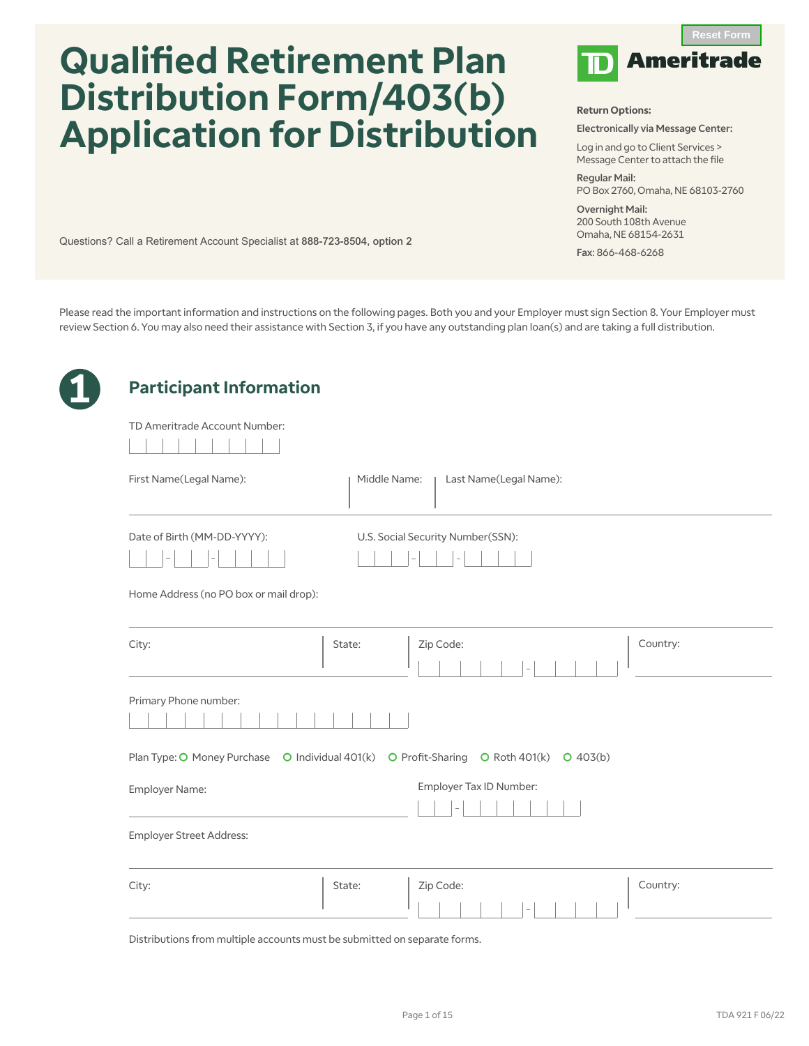# Qualified Retirement Plan Distribution Form/403(b) Application for Distribution

TD Ameritrade

**Return Options:**

**Electronically via Message Center:**

Log in and go to Client Services > Message Center to attach the file

**Regular Mail:**
PO Box 2760, Omaha, NE 68103-2760

**Overnight Mail:**
200 South 108th Avenue
Omaha, NE 68154-2631

**Fax**: 866-468-6268

Questions? Call a Retirement Account Specialist at 888-723-8504, option 2

Please read the important information and instructions on the following pages. Both you and your Employer must sign Section 8. Your Employer must review Section 6. You may also need their assistance with Section 3, if you have any outstanding plan loan(s) and are taking a full distribution.

## 1 Participant Information

TD Ameritrade Account Number:

First Name(Legal Name): | Middle Name: | Last Name(Legal Name):

Date of Birth (MM-DD-YYYY): ___-___-____

U.S. Social Security Number(SSN): ___-___-____

Home Address (no PO box or mail drop):

City: | State: | Zip Code: _____-____ | Country:

Primary Phone number:

Plan Type: ○ Money Purchase ○ Individual 401(k) ○ Profit-Sharing ○ Roth 401(k) ○ 403(b)

Employer Name:

Employer Tax ID Number: __-_______

Employer Street Address:

City: | State: | Zip Code: _____-____ | Country:

Distributions from multiple accounts must be submitted on separate forms.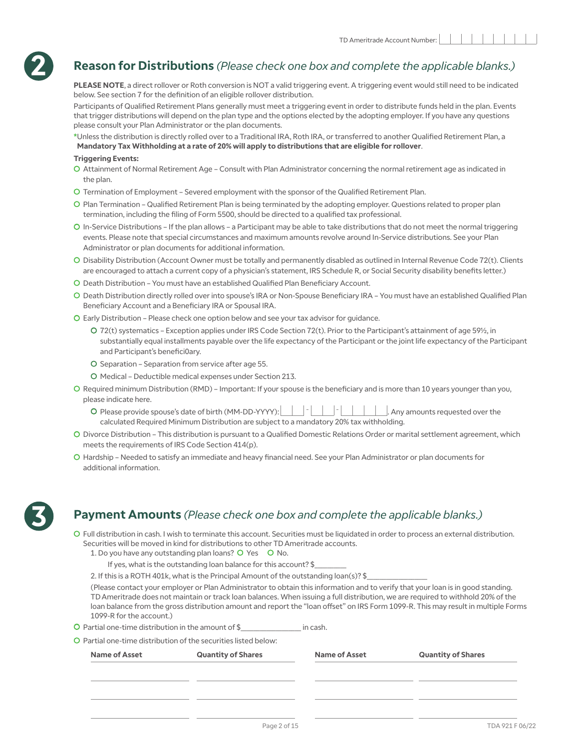TD Ameritrade Account Number: | | | | | | | | | |

## 2 Reason for Distributions *(Please check one box and complete the applicable blanks.)*

**PLEASE NOTE**, a direct rollover or Roth conversion is NOT a valid triggering event. A triggering event would still need to be indicated below. See section 7 for the definition of an eligible rollover distribution.

Participants of Qualified Retirement Plans generally must meet a triggering event in order to distribute funds held in the plan. Events that trigger distributions will depend on the plan type and the options elected by the adopting employer. If you have any questions please consult your Plan Administrator or the plan documents.

*Unless the distribution is directly rolled over to a Traditional IRA, Roth IRA, or transferred to another Qualified Retirement Plan, a **Mandatory Tax Withholding at a rate of 20% will apply to distributions that are eligible for rollover**.

**Triggering Events:**

- ○ Attainment of Normal Retirement Age – Consult with Plan Administrator concerning the normal retirement age as indicated in the plan.
- ○ Termination of Employment – Severed employment with the sponsor of the Qualified Retirement Plan.
- ○ Plan Termination – Qualified Retirement Plan is being terminated by the adopting employer. Questions related to proper plan termination, including the filing of Form 5500, should be directed to a qualified tax professional.
- ○ In-Service Distributions – If the plan allows – a Participant may be able to take distributions that do not meet the normal triggering events. Please note that special circumstances and maximum amounts revolve around In-Service distributions. See your Plan Administrator or plan documents for additional information.
- ○ Disability Distribution (Account Owner must be totally and permanently disabled as outlined in Internal Revenue Code 72(t). Clients are encouraged to attach a current copy of a physician's statement, IRS Schedule R, or Social Security disability benefits letter.)
- ○ Death Distribution – You must have an established Qualified Plan Beneficiary Account.
- ○ Death Distribution directly rolled over into spouse's IRA or Non-Spouse Beneficiary IRA – You must have an established Qualified Plan Beneficiary Account and a Beneficiary IRA or Spousal IRA.
- ○ Early Distribution – Please check one option below and see your tax advisor for guidance.
  - ○ 72(t) systematics – Exception applies under IRS Code Section 72(t). Prior to the Participant's attainment of age 59½, in substantially equal installments payable over the life expectancy of the Participant or the joint life expectancy of the Participant and Participant's benefici0ary.
  - ○ Separation – Separation from service after age 55.
  - ○ Medical – Deductible medical expenses under Section 213.
- ○ Required minimum Distribution (RMD) – Important: If your spouse is the beneficiary and is more than 10 years younger than you, please indicate here.
  - ○ Please provide spouse's date of birth (MM-DD-YYYY): ___-___-_____. Any amounts requested over the calculated Required Minimum Distribution are subject to a mandatory 20% tax withholding.
- ○ Divorce Distribution – This distribution is pursuant to a Qualified Domestic Relations Order or marital settlement agreement, which meets the requirements of IRS Code Section 414(p).
- ○ Hardship – Needed to satisfy an immediate and heavy financial need. See your Plan Administrator or plan documents for additional information.

## 3 Payment Amounts *(Please check one box and complete the applicable blanks.)*

- ○ Full distribution in cash. I wish to terminate this account. Securities must be liquidated in order to process an external distribution. Securities will be moved in kind for distributions to other TD Ameritrade accounts.
  1. Do you have any outstanding plan loans? ○ Yes ○ No.

     If yes, what is the outstanding loan balance for this account? $________
  2. If this is a ROTH 401k, what is the Principal Amount of the outstanding loan(s)? $_______________

  (Please contact your employer or Plan Administrator to obtain this information and to verify that your loan is in good standing. TD Ameritrade does not maintain or track loan balances. When issuing a full distribution, we are required to withhold 20% of the loan balance from the gross distribution amount and report the "loan offset" on IRS Form 1099-R. This may result in multiple Forms 1099-R for the account.)
- ○ Partial one-time distribution in the amount of $_______________ in cash.
- ○ Partial one-time distribution of the securities listed below:

| Name of Asset | Quantity of Shares | Name of Asset | Quantity of Shares |
|---|---|---|---|
| | | | |
| | | | |
| | | | |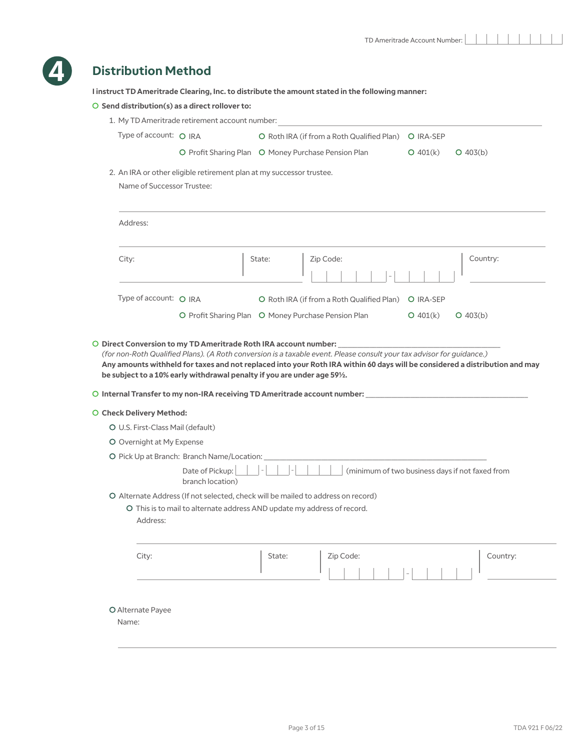TD Ameritrade Account Number: 

## 4 Distribution Method

**I instruct TD Ameritrade Clearing, Inc. to distribute the amount stated in the following manner:**

○ **Send distribution(s) as a direct rollover to:**

1. My TD Ameritrade retirement account number: ____________________

   Type of account: ○ IRA ○ Roth IRA (if from a Roth Qualified Plan) ○ IRA-SEP ○ Profit Sharing Plan ○ Money Purchase Pension Plan ○ 401(k) ○ 403(b)

2. An IRA or other eligible retirement plan at my successor trustee.

   Name of Successor Trustee: ____________________

   Address: ____________________

   City: __________ State: __________ Zip Code: _____-____ Country: __________

   Type of account: ○ IRA ○ Roth IRA (if from a Roth Qualified Plan) ○ IRA-SEP ○ Profit Sharing Plan ○ Money Purchase Pension Plan ○ 401(k) ○ 403(b)

○ **Direct Conversion to my TD Ameritrade Roth IRA account number:** ____________________
*(for non-Roth Qualified Plans). (A Roth conversion is a taxable event. Please consult your tax advisor for guidance.)*
**Any amounts withheld for taxes and not replaced into your Roth IRA within 60 days will be considered a distribution and may be subject to a 10% early withdrawal penalty if you are under age 59½.**

○ **Internal Transfer to my non-IRA receiving TD Ameritrade account number:** ____________________

○ **Check Delivery Method:**

- ○ U.S. First-Class Mail (default)
- ○ Overnight at My Expense
- ○ Pick Up at Branch: Branch Name/Location: ____________________

  Date of Pickup: __-__-____ (minimum of two business days if not faxed from branch location)
- ○ Alternate Address (If not selected, check will be mailed to address on record)
  - ○ This is to mail to alternate address AND update my address of record.

  Address: ____________________

  City: __________ State: __________ Zip Code: _____-____ Country: __________

- ○ Alternate Payee

  Name: ____________________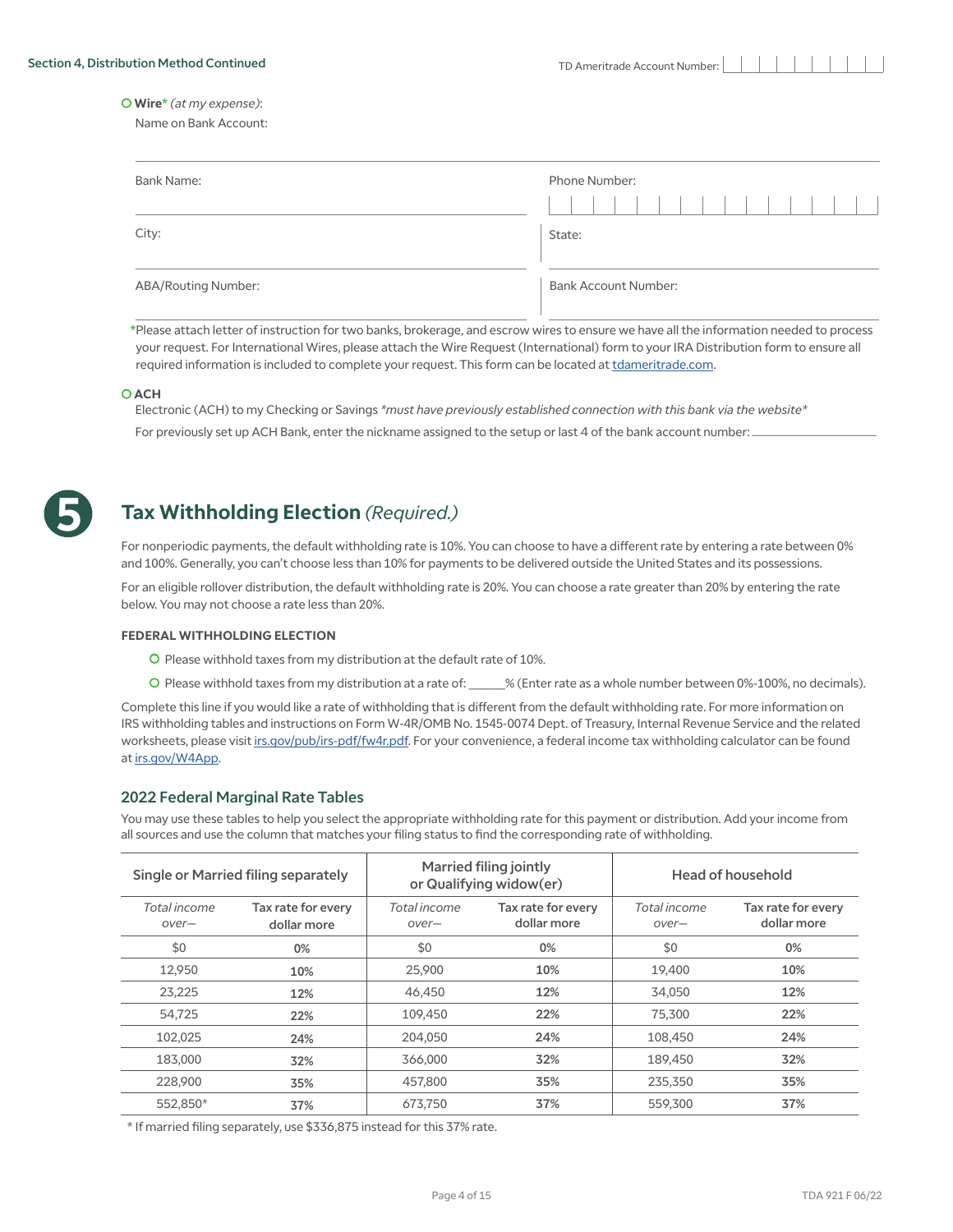Section 4, Distribution Method Continued

TD Ameritrade Account Number: ____________

○ **Wire*** *(at my expense)*:

Name on Bank Account: ____________

Bank Name: ____________ Phone Number: ____________

City: ____________ State: ____________

ABA/Routing Number: ____________ Bank Account Number: ____________

*Please attach letter of instruction for two banks, brokerage, and escrow wires to ensure we have all the information needed to process your request. For International Wires, please attach the Wire Request (International) form to your IRA Distribution form to ensure all required information is included to complete your request. This form can be located at tdameritrade.com.

○ **ACH**

Electronic (ACH) to my Checking or Savings *\*must have previously established connection with this bank via the website\**

For previously set up ACH Bank, enter the nickname assigned to the setup or last 4 of the bank account number: ____________

## 5 Tax Withholding Election *(Required.)*

For nonperiodic payments, the default withholding rate is 10%. You can choose to have a different rate by entering a rate between 0% and 100%. Generally, you can't choose less than 10% for payments to be delivered outside the United States and its possessions.

For an eligible rollover distribution, the default withholding rate is 20%. You can choose a rate greater than 20% by entering the rate below. You may not choose a rate less than 20%.

**FEDERAL WITHHOLDING ELECTION**

○ Please withhold taxes from my distribution at the default rate of 10%.

○ Please withhold taxes from my distribution at a rate of: ______% (Enter rate as a whole number between 0%-100%, no decimals).

Complete this line if you would like a rate of withholding that is different from the default withholding rate. For more information on IRS withholding tables and instructions on Form W-4R/OMB No. 1545-0074 Dept. of Treasury, Internal Revenue Service and the related worksheets, please visit irs.gov/pub/irs-pdf/fw4r.pdf. For your convenience, a federal income tax withholding calculator can be found at irs.gov/W4App.

### 2022 Federal Marginal Rate Tables

You may use these tables to help you select the appropriate withholding rate for this payment or distribution. Add your income from all sources and use the column that matches your filing status to find the corresponding rate of withholding.

| Single or Married filing separately | | Married filing jointly or Qualifying widow(er) | | Head of household | |
|---|---|---|---|---|---|
| *Total income over—* | Tax rate for every dollar more | *Total income over—* | Tax rate for every dollar more | *Total income over—* | Tax rate for every dollar more |
| $0 | 0% | $0 | 0% | $0 | 0% |
| 12,950 | 10% | 25,900 | 10% | 19,400 | 10% |
| 23,225 | 12% | 46,450 | 12% | 34,050 | 12% |
| 54,725 | 22% | 109,450 | 22% | 75,300 | 22% |
| 102,025 | 24% | 204,050 | 24% | 108,450 | 24% |
| 183,000 | 32% | 366,000 | 32% | 189,450 | 32% |
| 228,900 | 35% | 457,800 | 35% | 235,350 | 35% |
| 552,850* | 37% | 673,750 | 37% | 559,300 | 37% |

\* If married filing separately, use $336,875 instead for this 37% rate.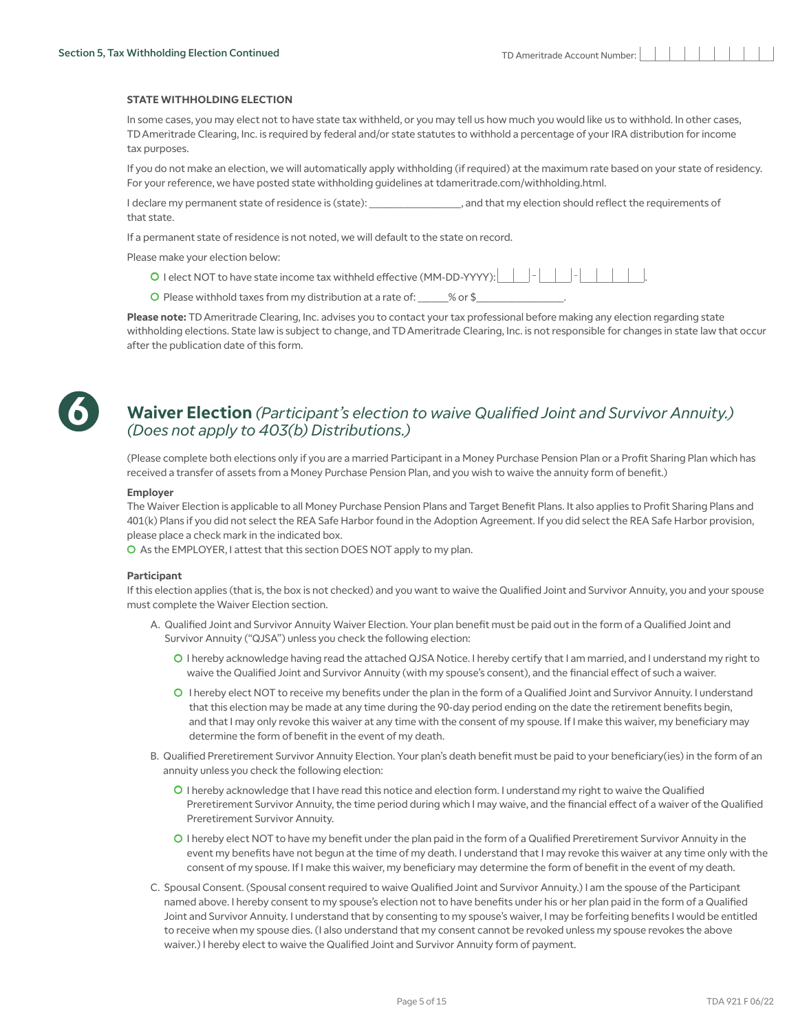## Section 5, Tax Withholding Election Continued

TD Ameritrade Account Number: ___________

**STATE WITHHOLDING ELECTION**

In some cases, you may elect not to have state tax withheld, or you may tell us how much you would like us to withhold. In other cases, TD Ameritrade Clearing, Inc. is required by federal and/or state statutes to withhold a percentage of your IRA distribution for income tax purposes.

If you do not make an election, we will automatically apply withholding (if required) at the maximum rate based on your state of residency. For your reference, we have posted state withholding guidelines at tdameritrade.com/withholding.html.

I declare my permanent state of residence is (state): ________________, and that my election should reflect the requirements of that state.

If a permanent state of residence is not noted, we will default to the state on record.

Please make your election below:

- ○ I elect NOT to have state income tax withheld effective (MM-DD-YYYY): ___-___-_____.
- ○ Please withhold taxes from my distribution at a rate of: ______% or $________________.

**Please note:** TD Ameritrade Clearing, Inc. advises you to contact your tax professional before making any election regarding state withholding elections. State law is subject to change, and TD Ameritrade Clearing, Inc. is not responsible for changes in state law that occur after the publication date of this form.

## 6 Waiver Election *(Participant's election to waive Qualified Joint and Survivor Annuity.) (Does not apply to 403(b) Distributions.)*

(Please complete both elections only if you are a married Participant in a Money Purchase Pension Plan or a Profit Sharing Plan which has received a transfer of assets from a Money Purchase Pension Plan, and you wish to waive the annuity form of benefit.)

**Employer**

The Waiver Election is applicable to all Money Purchase Pension Plans and Target Benefit Plans. It also applies to Profit Sharing Plans and 401(k) Plans if you did not select the REA Safe Harbor found in the Adoption Agreement. If you did select the REA Safe Harbor provision, please place a check mark in the indicated box.

○ As the EMPLOYER, I attest that this section DOES NOT apply to my plan.

**Participant**

If this election applies (that is, the box is not checked) and you want to waive the Qualified Joint and Survivor Annuity, you and your spouse must complete the Waiver Election section.

A. Qualified Joint and Survivor Annuity Waiver Election. Your plan benefit must be paid out in the form of a Qualified Joint and Survivor Annuity ("QJSA") unless you check the following election:

- ○ I hereby acknowledge having read the attached QJSA Notice. I hereby certify that I am married, and I understand my right to waive the Qualified Joint and Survivor Annuity (with my spouse's consent), and the financial effect of such a waiver.
- ○ I hereby elect NOT to receive my benefits under the plan in the form of a Qualified Joint and Survivor Annuity. I understand that this election may be made at any time during the 90-day period ending on the date the retirement benefits begin, and that I may only revoke this waiver at any time with the consent of my spouse. If I make this waiver, my beneficiary may determine the form of benefit in the event of my death.

B. Qualified Preretirement Survivor Annuity Election. Your plan's death benefit must be paid to your beneficiary(ies) in the form of an annuity unless you check the following election:

- ○ I hereby acknowledge that I have read this notice and election form. I understand my right to waive the Qualified Preretirement Survivor Annuity, the time period during which I may waive, and the financial effect of a waiver of the Qualified Preretirement Survivor Annuity.
- ○ I hereby elect NOT to have my benefit under the plan paid in the form of a Qualified Preretirement Survivor Annuity in the event my benefits have not begun at the time of my death. I understand that I may revoke this waiver at any time only with the consent of my spouse. If I make this waiver, my beneficiary may determine the form of benefit in the event of my death.

C. Spousal Consent. (Spousal consent required to waive Qualified Joint and Survivor Annuity.) I am the spouse of the Participant named above. I hereby consent to my spouse's election not to have benefits under his or her plan paid in the form of a Qualified Joint and Survivor Annuity. I understand that by consenting to my spouse's waiver, I may be forfeiting benefits I would be entitled to receive when my spouse dies. (I also understand that my consent cannot be revoked unless my spouse revokes the above waiver.) I hereby elect to waive the Qualified Joint and Survivor Annuity form of payment.

TDA 921 F 06/22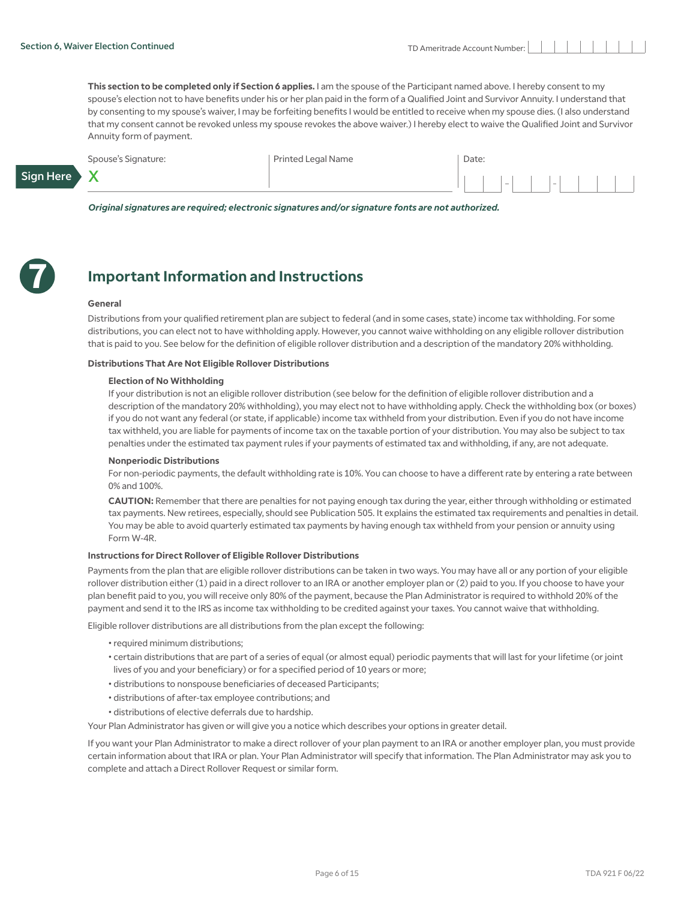Section 6, Waiver Election Continued

TD Ameritrade Account Number:

**This section to be completed only if Section 6 applies.** I am the spouse of the Participant named above. I hereby consent to my spouse's election not to have benefits under his or her plan paid in the form of a Qualified Joint and Survivor Annuity. I understand that by consenting to my spouse's waiver, I may be forfeiting benefits I would be entitled to receive when my spouse dies. (I also understand that my consent cannot be revoked unless my spouse revokes the above waiver.) I hereby elect to waive the Qualified Joint and Survivor Annuity form of payment.

| Spouse's Signature: | Printed Legal Name | Date: |
|---|---|---|
| Sign Here X | | \_\_ - \_\_ - \_\_\_\_ |

***Original signatures are required; electronic signatures and/or signature fonts are not authorized.***

## 7 Important Information and Instructions

**General**

Distributions from your qualified retirement plan are subject to federal (and in some cases, state) income tax withholding. For some distributions, you can elect not to have withholding apply. However, you cannot waive withholding on any eligible rollover distribution that is paid to you. See below for the definition of eligible rollover distribution and a description of the mandatory 20% withholding.

**Distributions That Are Not Eligible Rollover Distributions**

**Election of No Withholding**

If your distribution is not an eligible rollover distribution (see below for the definition of eligible rollover distribution and a description of the mandatory 20% withholding), you may elect not to have withholding apply. Check the withholding box (or boxes) if you do not want any federal (or state, if applicable) income tax withheld from your distribution. Even if you do not have income tax withheld, you are liable for payments of income tax on the taxable portion of your distribution. You may also be subject to tax penalties under the estimated tax payment rules if your payments of estimated tax and withholding, if any, are not adequate.

**Nonperiodic Distributions**

For non-periodic payments, the default withholding rate is 10%. You can choose to have a different rate by entering a rate between 0% and 100%.

**CAUTION:** Remember that there are penalties for not paying enough tax during the year, either through withholding or estimated tax payments. New retirees, especially, should see Publication 505. It explains the estimated tax requirements and penalties in detail. You may be able to avoid quarterly estimated tax payments by having enough tax withheld from your pension or annuity using Form W-4R.

**Instructions for Direct Rollover of Eligible Rollover Distributions**

Payments from the plan that are eligible rollover distributions can be taken in two ways. You may have all or any portion of your eligible rollover distribution either (1) paid in a direct rollover to an IRA or another employer plan or (2) paid to you. If you choose to have your plan benefit paid to you, you will receive only 80% of the payment, because the Plan Administrator is required to withhold 20% of the payment and send it to the IRS as income tax withholding to be credited against your taxes. You cannot waive that withholding.

Eligible rollover distributions are all distributions from the plan except the following:

- required minimum distributions;
- certain distributions that are part of a series of equal (or almost equal) periodic payments that will last for your lifetime (or joint lives of you and your beneficiary) or for a specified period of 10 years or more;
- distributions to nonspouse beneficiaries of deceased Participants;
- distributions of after-tax employee contributions; and
- distributions of elective deferrals due to hardship.

Your Plan Administrator has given or will give you a notice which describes your options in greater detail.

If you want your Plan Administrator to make a direct rollover of your plan payment to an IRA or another employer plan, you must provide certain information about that IRA or plan. Your Plan Administrator will specify that information. The Plan Administrator may ask you to complete and attach a Direct Rollover Request or similar form.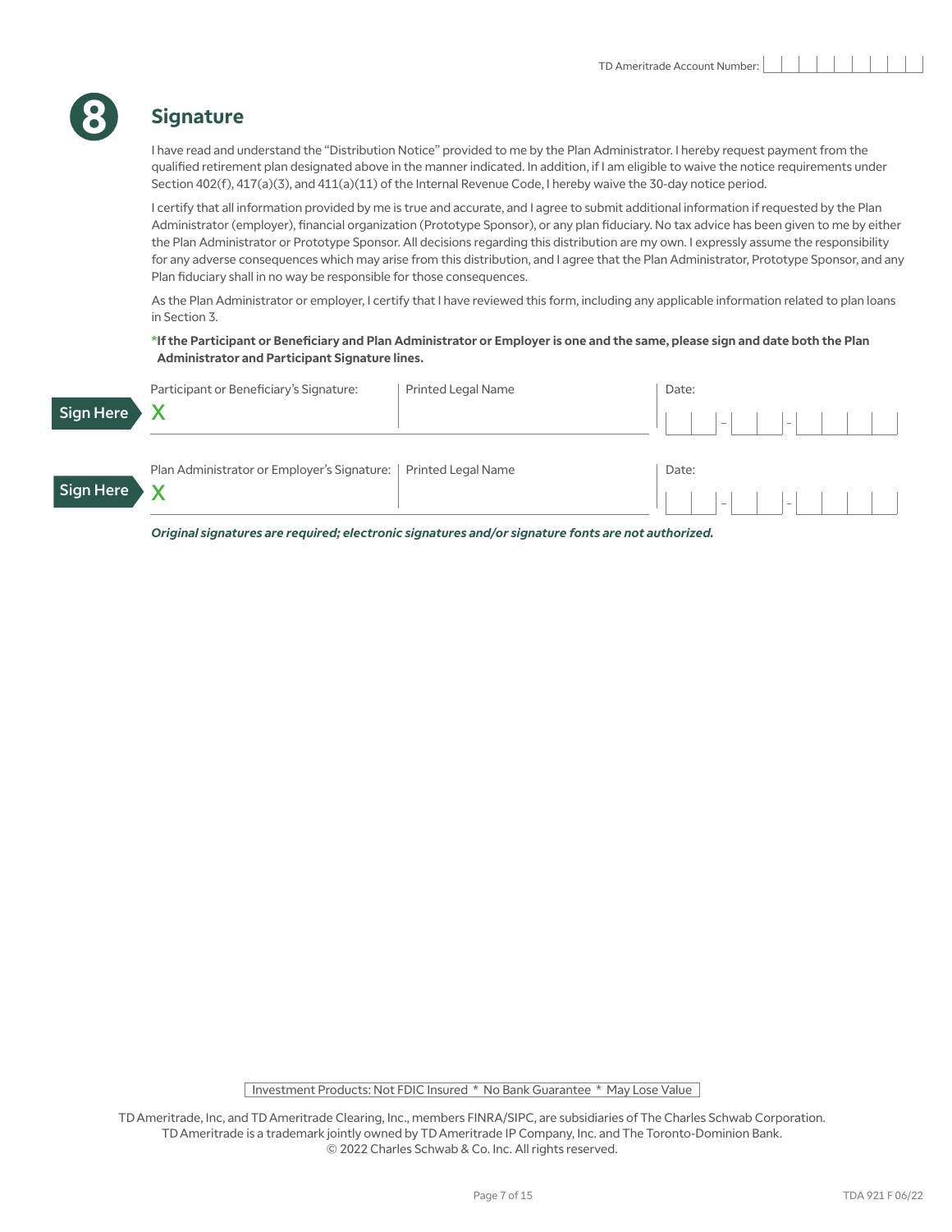TD Ameritrade Account Number: 

## 8 Signature

I have read and understand the "Distribution Notice" provided to me by the Plan Administrator. I hereby request payment from the qualified retirement plan designated above in the manner indicated. In addition, if I am eligible to waive the notice requirements under Section 402(f), 417(a)(3), and 411(a)(11) of the Internal Revenue Code, I hereby waive the 30-day notice period.

I certify that all information provided by me is true and accurate, and I agree to submit additional information if requested by the Plan Administrator (employer), financial organization (Prototype Sponsor), or any plan fiduciary. No tax advice has been given to me by either the Plan Administrator or Prototype Sponsor. All decisions regarding this distribution are my own. I expressly assume the responsibility for any adverse consequences which may arise from this distribution, and I agree that the Plan Administrator, Prototype Sponsor, and any Plan fiduciary shall in no way be responsible for those consequences.

As the Plan Administrator or employer, I certify that I have reviewed this form, including any applicable information related to plan loans in Section 3.

***If the Participant or Beneficiary and Plan Administrator or Employer is one and the same, please sign and date both the Plan Administrator and Participant Signature lines.**

Sign Here

| Participant or Beneficiary's Signature: | Printed Legal Name | Date: |
| --- | --- | --- |
| X | | _ _ - _ _ - _ _ _ _ |

Sign Here

| Plan Administrator or Employer's Signature: | Printed Legal Name | Date: |
| --- | --- | --- |
| X | | _ _ - _ _ - _ _ _ _ |

***Original signatures are required; electronic signatures and/or signature fonts are not authorized.***

Investment Products: Not FDIC Insured * No Bank Guarantee * May Lose Value

TD Ameritrade, Inc, and TD Ameritrade Clearing, Inc., members FINRA/SIPC, are subsidiaries of The Charles Schwab Corporation. TD Ameritrade is a trademark jointly owned by TD Ameritrade IP Company, Inc. and The Toronto-Dominion Bank. © 2022 Charles Schwab & Co. Inc. All rights reserved.

TDA 921 F 06/22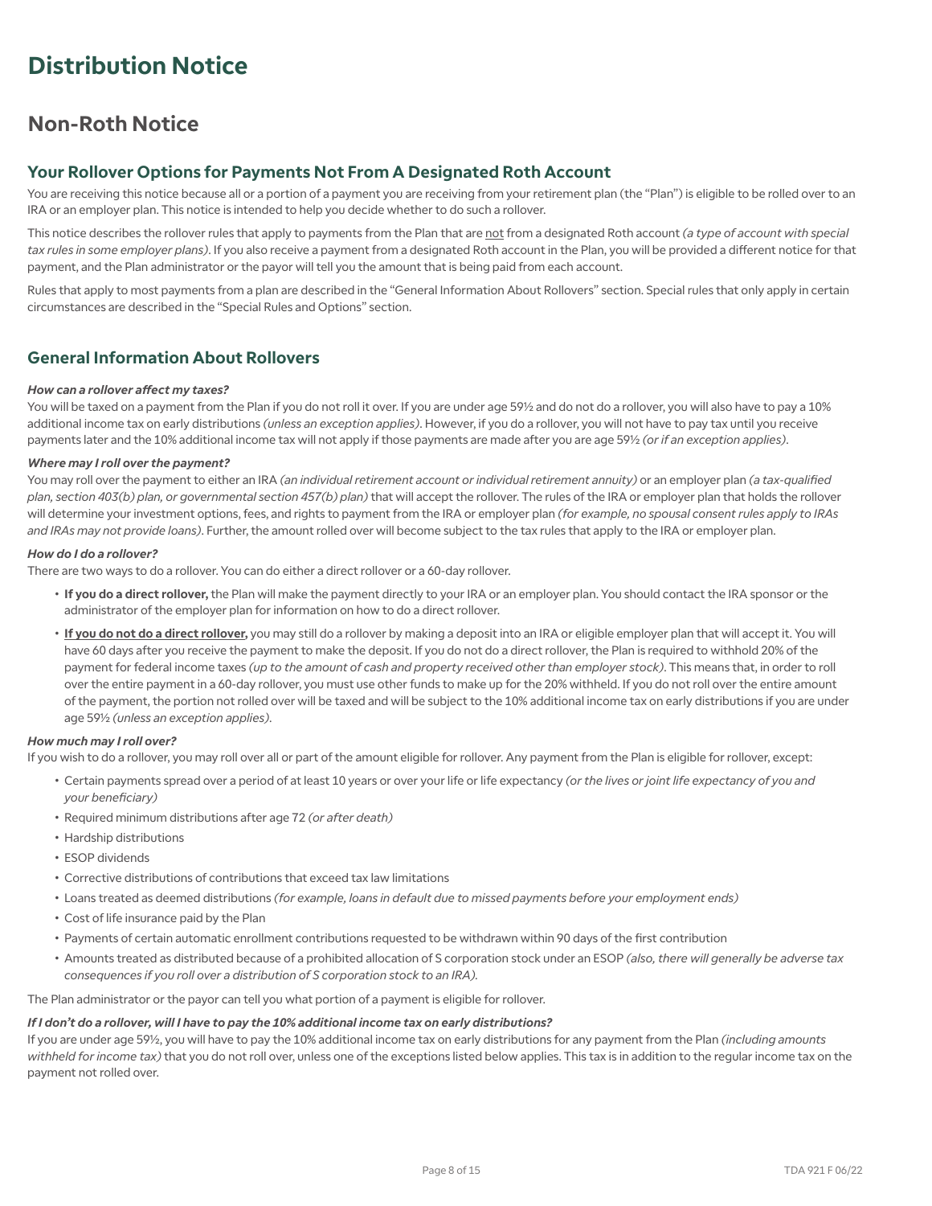# Distribution Notice

## Non-Roth Notice

### Your Rollover Options for Payments Not From A Designated Roth Account

You are receiving this notice because all or a portion of a payment you are receiving from your retirement plan (the "Plan") is eligible to be rolled over to an IRA or an employer plan. This notice is intended to help you decide whether to do such a rollover.

This notice describes the rollover rules that apply to payments from the Plan that are not from a designated Roth account *(a type of account with special tax rules in some employer plans)*. If you also receive a payment from a designated Roth account in the Plan, you will be provided a different notice for that payment, and the Plan administrator or the payor will tell you the amount that is being paid from each account.

Rules that apply to most payments from a plan are described in the "General Information About Rollovers" section. Special rules that only apply in certain circumstances are described in the "Special Rules and Options" section.

### General Information About Rollovers

***How can a rollover affect my taxes?***

You will be taxed on a payment from the Plan if you do not roll it over. If you are under age 59½ and do not do a rollover, you will also have to pay a 10% additional income tax on early distributions *(unless an exception applies)*. However, if you do a rollover, you will not have to pay tax until you receive payments later and the 10% additional income tax will not apply if those payments are made after you are age 59½ *(or if an exception applies)*.

***Where may I roll over the payment?***

You may roll over the payment to either an IRA *(an individual retirement account or individual retirement annuity)* or an employer plan *(a tax-qualified plan, section 403(b) plan, or governmental section 457(b) plan)* that will accept the rollover. The rules of the IRA or employer plan that holds the rollover will determine your investment options, fees, and rights to payment from the IRA or employer plan *(for example, no spousal consent rules apply to IRAs and IRAs may not provide loans)*. Further, the amount rolled over will become subject to the tax rules that apply to the IRA or employer plan.

***How do I do a rollover?***

There are two ways to do a rollover. You can do either a direct rollover or a 60-day rollover.

- **If you do a direct rollover,** the Plan will make the payment directly to your IRA or an employer plan. You should contact the IRA sponsor or the administrator of the employer plan for information on how to do a direct rollover.
- **If you do not do a direct rollover,** you may still do a rollover by making a deposit into an IRA or eligible employer plan that will accept it. You will have 60 days after you receive the payment to make the deposit. If you do not do a direct rollover, the Plan is required to withhold 20% of the payment for federal income taxes *(up to the amount of cash and property received other than employer stock)*. This means that, in order to roll over the entire payment in a 60-day rollover, you must use other funds to make up for the 20% withheld. If you do not roll over the entire amount of the payment, the portion not rolled over will be taxed and will be subject to the 10% additional income tax on early distributions if you are under age 59½ *(unless an exception applies)*.

***How much may I roll over?***

If you wish to do a rollover, you may roll over all or part of the amount eligible for rollover. Any payment from the Plan is eligible for rollover, except:

- Certain payments spread over a period of at least 10 years or over your life or life expectancy *(or the lives or joint life expectancy of you and your beneficiary)*
- Required minimum distributions after age 72 *(or after death)*
- Hardship distributions
- ESOP dividends
- Corrective distributions of contributions that exceed tax law limitations
- Loans treated as deemed distributions *(for example, loans in default due to missed payments before your employment ends)*
- Cost of life insurance paid by the Plan
- Payments of certain automatic enrollment contributions requested to be withdrawn within 90 days of the first contribution
- Amounts treated as distributed because of a prohibited allocation of S corporation stock under an ESOP *(also, there will generally be adverse tax consequences if you roll over a distribution of S corporation stock to an IRA).*

The Plan administrator or the payor can tell you what portion of a payment is eligible for rollover.

***If I don't do a rollover, will I have to pay the 10% additional income tax on early distributions?***

If you are under age 59½, you will have to pay the 10% additional income tax on early distributions for any payment from the Plan *(including amounts withheld for income tax)* that you do not roll over, unless one of the exceptions listed below applies. This tax is in addition to the regular income tax on the payment not rolled over.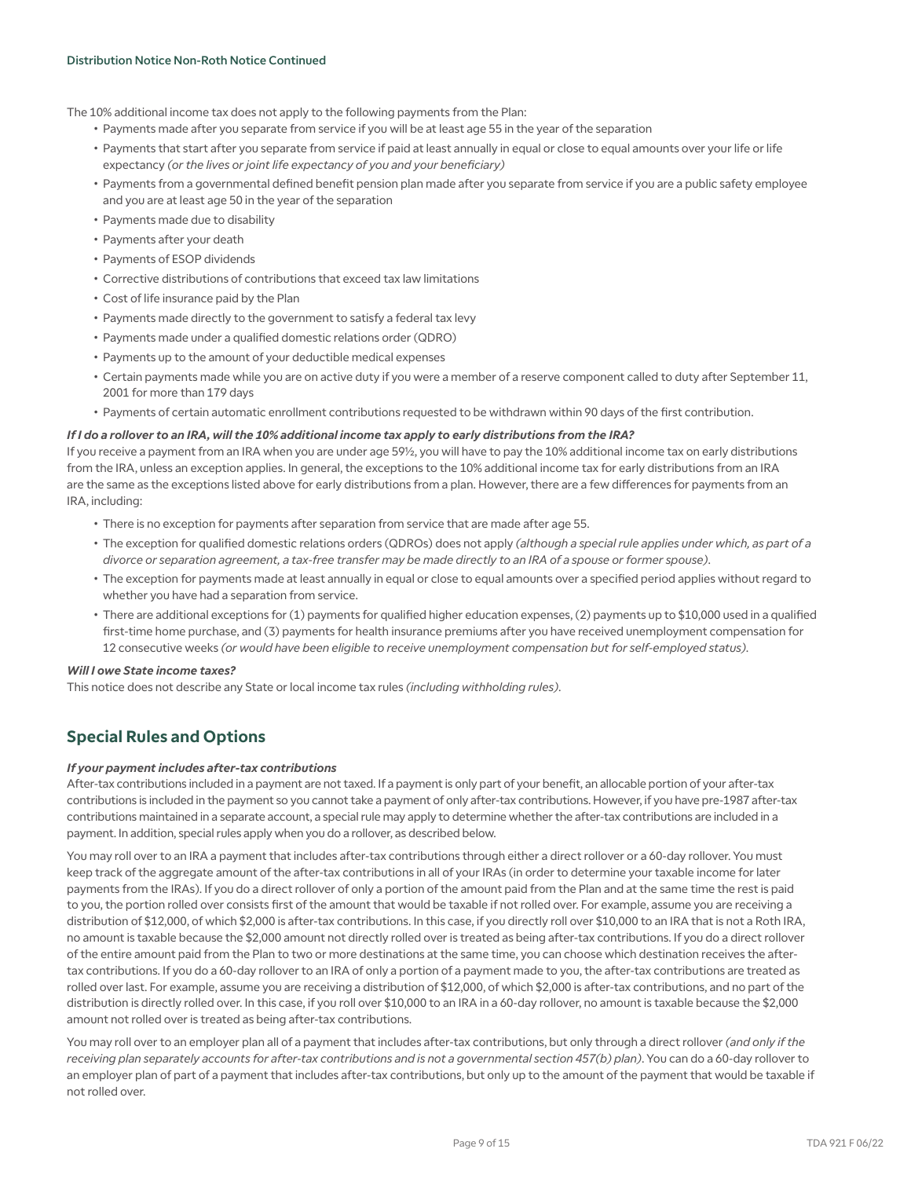The 10% additional income tax does not apply to the following payments from the Plan:

- Payments made after you separate from service if you will be at least age 55 in the year of the separation
- Payments that start after you separate from service if paid at least annually in equal or close to equal amounts over your life or life expectancy *(or the lives or joint life expectancy of you and your beneficiary)*
- Payments from a governmental defined benefit pension plan made after you separate from service if you are a public safety employee and you are at least age 50 in the year of the separation
- Payments made due to disability
- Payments after your death
- Payments of ESOP dividends
- Corrective distributions of contributions that exceed tax law limitations
- Cost of life insurance paid by the Plan
- Payments made directly to the government to satisfy a federal tax levy
- Payments made under a qualified domestic relations order (QDRO)
- Payments up to the amount of your deductible medical expenses
- Certain payments made while you are on active duty if you were a member of a reserve component called to duty after September 11, 2001 for more than 179 days
- Payments of certain automatic enrollment contributions requested to be withdrawn within 90 days of the first contribution.

***If I do a rollover to an IRA, will the 10% additional income tax apply to early distributions from the IRA?***

If you receive a payment from an IRA when you are under age 59½, you will have to pay the 10% additional income tax on early distributions from the IRA, unless an exception applies. In general, the exceptions to the 10% additional income tax for early distributions from an IRA are the same as the exceptions listed above for early distributions from a plan. However, there are a few differences for payments from an IRA, including:

- There is no exception for payments after separation from service that are made after age 55.
- The exception for qualified domestic relations orders (QDROs) does not apply *(although a special rule applies under which, as part of a divorce or separation agreement, a tax-free transfer may be made directly to an IRA of a spouse or former spouse)*.
- The exception for payments made at least annually in equal or close to equal amounts over a specified period applies without regard to whether you have had a separation from service.
- There are additional exceptions for (1) payments for qualified higher education expenses, (2) payments up to $10,000 used in a qualified first-time home purchase, and (3) payments for health insurance premiums after you have received unemployment compensation for 12 consecutive weeks *(or would have been eligible to receive unemployment compensation but for self-employed status)*.

***Will I owe State income taxes?***

This notice does not describe any State or local income tax rules *(including withholding rules)*.

## Special Rules and Options

***If your payment includes after-tax contributions***

After-tax contributions included in a payment are not taxed. If a payment is only part of your benefit, an allocable portion of your after-tax contributions is included in the payment so you cannot take a payment of only after-tax contributions. However, if you have pre-1987 after-tax contributions maintained in a separate account, a special rule may apply to determine whether the after-tax contributions are included in a payment. In addition, special rules apply when you do a rollover, as described below.

You may roll over to an IRA a payment that includes after-tax contributions through either a direct rollover or a 60-day rollover. You must keep track of the aggregate amount of the after-tax contributions in all of your IRAs (in order to determine your taxable income for later payments from the IRAs). If you do a direct rollover of only a portion of the amount paid from the Plan and at the same time the rest is paid to you, the portion rolled over consists first of the amount that would be taxable if not rolled over. For example, assume you are receiving a distribution of $12,000, of which $2,000 is after-tax contributions. In this case, if you directly roll over $10,000 to an IRA that is not a Roth IRA, no amount is taxable because the $2,000 amount not directly rolled over is treated as being after-tax contributions. If you do a direct rollover of the entire amount paid from the Plan to two or more destinations at the same time, you can choose which destination receives the after-tax contributions. If you do a 60-day rollover to an IRA of only a portion of a payment made to you, the after-tax contributions are treated as rolled over last. For example, assume you are receiving a distribution of $12,000, of which $2,000 is after-tax contributions, and no part of the distribution is directly rolled over. In this case, if you roll over $10,000 to an IRA in a 60-day rollover, no amount is taxable because the $2,000 amount not rolled over is treated as being after-tax contributions.

You may roll over to an employer plan all of a payment that includes after-tax contributions, but only through a direct rollover *(and only if the receiving plan separately accounts for after-tax contributions and is not a governmental section 457(b) plan)*. You can do a 60-day rollover to an employer plan of part of a payment that includes after-tax contributions, but only up to the amount of the payment that would be taxable if not rolled over.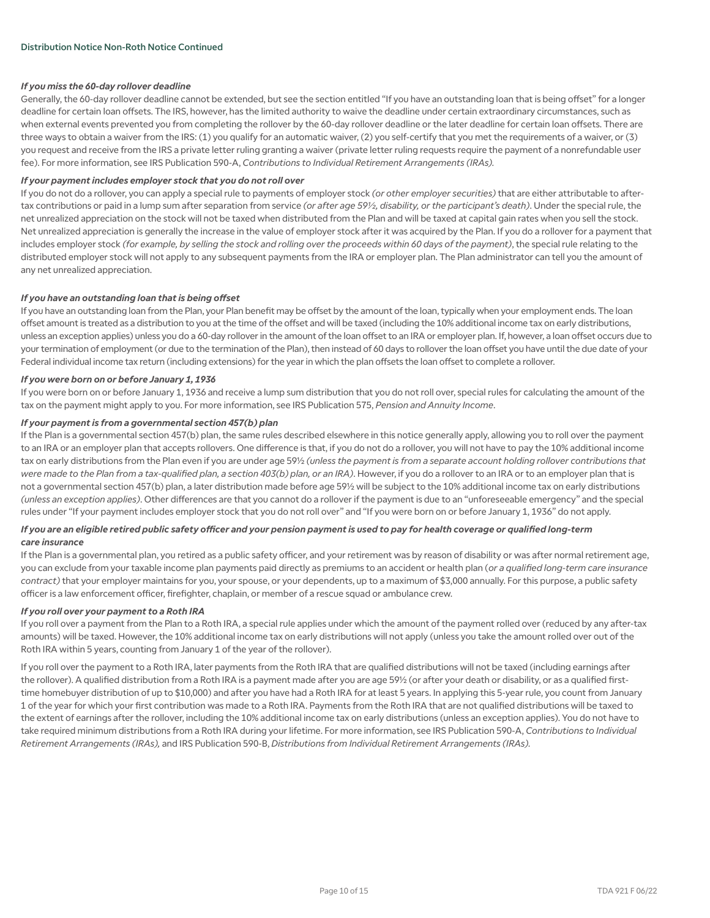#### *If you miss the 60-day rollover deadline*

Generally, the 60-day rollover deadline cannot be extended, but see the section entitled "If you have an outstanding loan that is being offset" for a longer deadline for certain loan offsets. The IRS, however, has the limited authority to waive the deadline under certain extraordinary circumstances, such as when external events prevented you from completing the rollover by the 60-day rollover deadline or the later deadline for certain loan offsets. There are three ways to obtain a waiver from the IRS: (1) you qualify for an automatic waiver, (2) you self-certify that you met the requirements of a waiver, or (3) you request and receive from the IRS a private letter ruling granting a waiver (private letter ruling requests require the payment of a nonrefundable user fee). For more information, see IRS Publication 590-A, *Contributions to Individual Retirement Arrangements (IRAs).*

#### *If your payment includes employer stock that you do not roll over*

If you do not do a rollover, you can apply a special rule to payments of employer stock *(or other employer securities)* that are either attributable to after-tax contributions or paid in a lump sum after separation from service *(or after age 59½, disability, or the participant's death)*. Under the special rule, the net unrealized appreciation on the stock will not be taxed when distributed from the Plan and will be taxed at capital gain rates when you sell the stock. Net unrealized appreciation is generally the increase in the value of employer stock after it was acquired by the Plan. If you do a rollover for a payment that includes employer stock *(for example, by selling the stock and rolling over the proceeds within 60 days of the payment)*, the special rule relating to the distributed employer stock will not apply to any subsequent payments from the IRA or employer plan. The Plan administrator can tell you the amount of any net unrealized appreciation.

#### *If you have an outstanding loan that is being offset*

If you have an outstanding loan from the Plan, your Plan benefit may be offset by the amount of the loan, typically when your employment ends. The loan offset amount is treated as a distribution to you at the time of the offset and will be taxed (including the 10% additional income tax on early distributions, unless an exception applies) unless you do a 60-day rollover in the amount of the loan offset to an IRA or employer plan. If, however, a loan offset occurs due to your termination of employment (or due to the termination of the Plan), then instead of 60 days to rollover the loan offset you have until the due date of your Federal individual income tax return (including extensions) for the year in which the plan offsets the loan offset to complete a rollover.

#### *If you were born on or before January 1, 1936*

If you were born on or before January 1, 1936 and receive a lump sum distribution that you do not roll over, special rules for calculating the amount of the tax on the payment might apply to you. For more information, see IRS Publication 575, *Pension and Annuity Income*.

#### *If your payment is from a governmental section 457(b) plan*

If the Plan is a governmental section 457(b) plan, the same rules described elsewhere in this notice generally apply, allowing you to roll over the payment to an IRA or an employer plan that accepts rollovers. One difference is that, if you do not do a rollover, you will not have to pay the 10% additional income tax on early distributions from the Plan even if you are under age 59½ *(unless the payment is from a separate account holding rollover contributions that were made to the Plan from a tax-qualified plan, a section 403(b) plan, or an IRA)*. However, if you do a rollover to an IRA or to an employer plan that is not a governmental section 457(b) plan, a later distribution made before age 59½ will be subject to the 10% additional income tax on early distributions *(unless an exception applies)*. Other differences are that you cannot do a rollover if the payment is due to an "unforeseeable emergency" and the special rules under "If your payment includes employer stock that you do not roll over" and "If you were born on or before January 1, 1936" do not apply.

#### *If you are an eligible retired public safety officer and your pension payment is used to pay for health coverage or qualified long-term care insurance*

If the Plan is a governmental plan, you retired as a public safety officer, and your retirement was by reason of disability or was after normal retirement age, you can exclude from your taxable income plan payments paid directly as premiums to an accident or health plan (*or a qualified long-term care insurance contract)* that your employer maintains for you, your spouse, or your dependents, up to a maximum of $3,000 annually. For this purpose, a public safety officer is a law enforcement officer, firefighter, chaplain, or member of a rescue squad or ambulance crew.

#### *If you roll over your payment to a Roth IRA*

If you roll over a payment from the Plan to a Roth IRA, a special rule applies under which the amount of the payment rolled over (reduced by any after-tax amounts) will be taxed. However, the 10% additional income tax on early distributions will not apply (unless you take the amount rolled over out of the Roth IRA within 5 years, counting from January 1 of the year of the rollover).

If you roll over the payment to a Roth IRA, later payments from the Roth IRA that are qualified distributions will not be taxed (including earnings after the rollover). A qualified distribution from a Roth IRA is a payment made after you are age 59½ (or after your death or disability, or as a qualified first-time homebuyer distribution of up to $10,000) and after you have had a Roth IRA for at least 5 years. In applying this 5-year rule, you count from January 1 of the year for which your first contribution was made to a Roth IRA. Payments from the Roth IRA that are not qualified distributions will be taxed to the extent of earnings after the rollover, including the 10% additional income tax on early distributions (unless an exception applies). You do not have to take required minimum distributions from a Roth IRA during your lifetime. For more information, see IRS Publication 590-A, *Contributions to Individual Retirement Arrangements (IRAs),* and IRS Publication 590-B, *Distributions from Individual Retirement Arrangements (IRAs).*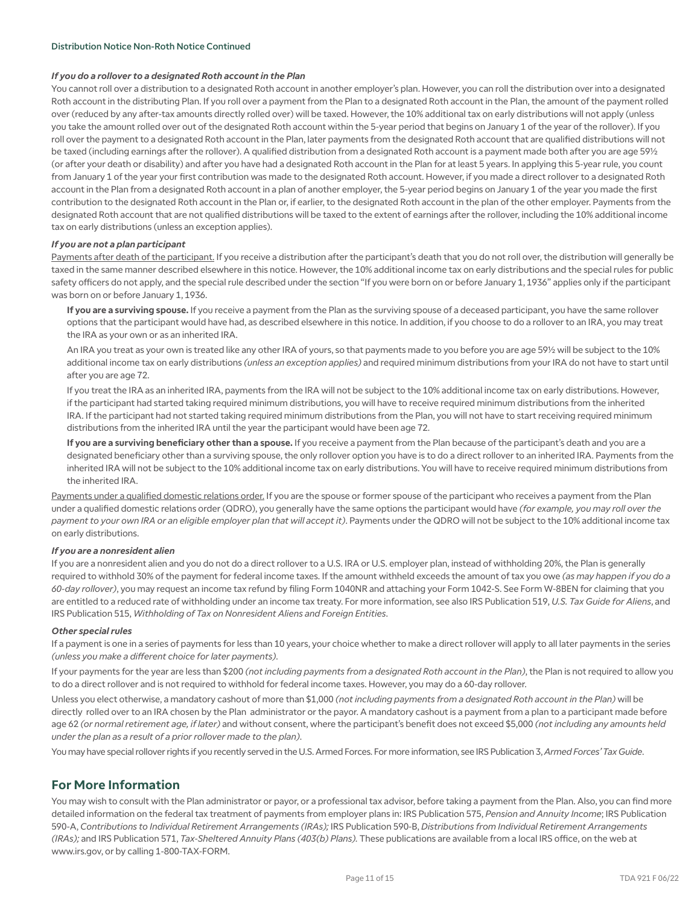#### *If you do a rollover to a designated Roth account in the Plan*

You cannot roll over a distribution to a designated Roth account in another employer's plan. However, you can roll the distribution over into a designated Roth account in the distributing Plan. If you roll over a payment from the Plan to a designated Roth account in the Plan, the amount of the payment rolled over (reduced by any after-tax amounts directly rolled over) will be taxed. However, the 10% additional tax on early distributions will not apply (unless you take the amount rolled over out of the designated Roth account within the 5-year period that begins on January 1 of the year of the rollover). If you roll over the payment to a designated Roth account in the Plan, later payments from the designated Roth account that are qualified distributions will not be taxed (including earnings after the rollover). A qualified distribution from a designated Roth account is a payment made both after you are age 59½ (or after your death or disability) and after you have had a designated Roth account in the Plan for at least 5 years. In applying this 5-year rule, you count from January 1 of the year your first contribution was made to the designated Roth account. However, if you made a direct rollover to a designated Roth account in the Plan from a designated Roth account in a plan of another employer, the 5-year period begins on January 1 of the year you made the first contribution to the designated Roth account in the Plan or, if earlier, to the designated Roth account in the plan of the other employer. Payments from the designated Roth account that are not qualified distributions will be taxed to the extent of earnings after the rollover, including the 10% additional income tax on early distributions (unless an exception applies).

#### *If you are not a plan participant*

<u>Payments after death of the participant.</u> If you receive a distribution after the participant's death that you do not roll over, the distribution will generally be taxed in the same manner described elsewhere in this notice. However, the 10% additional income tax on early distributions and the special rules for public safety officers do not apply, and the special rule described under the section "If you were born on or before January 1, 1936" applies only if the participant was born on or before January 1, 1936.

**If you are a surviving spouse.** If you receive a payment from the Plan as the surviving spouse of a deceased participant, you have the same rollover options that the participant would have had, as described elsewhere in this notice. In addition, if you choose to do a rollover to an IRA, you may treat the IRA as your own or as an inherited IRA.

An IRA you treat as your own is treated like any other IRA of yours, so that payments made to you before you are age 59½ will be subject to the 10% additional income tax on early distributions *(unless an exception applies)* and required minimum distributions from your IRA do not have to start until after you are age 72.

If you treat the IRA as an inherited IRA, payments from the IRA will not be subject to the 10% additional income tax on early distributions. However, if the participant had started taking required minimum distributions, you will have to receive required minimum distributions from the inherited IRA. If the participant had not started taking required minimum distributions from the Plan, you will not have to start receiving required minimum distributions from the inherited IRA until the year the participant would have been age 72.

**If you are a surviving beneficiary other than a spouse.** If you receive a payment from the Plan because of the participant's death and you are a designated beneficiary other than a surviving spouse, the only rollover option you have is to do a direct rollover to an inherited IRA. Payments from the inherited IRA will not be subject to the 10% additional income tax on early distributions. You will have to receive required minimum distributions from the inherited IRA.

<u>Payments under a qualified domestic relations order.</u> If you are the spouse or former spouse of the participant who receives a payment from the Plan under a qualified domestic relations order (QDRO), you generally have the same options the participant would have *(for example, you may roll over the payment to your own IRA or an eligible employer plan that will accept it)*. Payments under the QDRO will not be subject to the 10% additional income tax on early distributions.

#### *If you are a nonresident alien*

If you are a nonresident alien and you do not do a direct rollover to a U.S. IRA or U.S. employer plan, instead of withholding 20%, the Plan is generally required to withhold 30% of the payment for federal income taxes. If the amount withheld exceeds the amount of tax you owe *(as may happen if you do a 60-day rollover)*, you may request an income tax refund by filing Form 1040NR and attaching your Form 1042-S. See Form W-8BEN for claiming that you are entitled to a reduced rate of withholding under an income tax treaty. For more information, see also IRS Publication 519, *U.S. Tax Guide for Aliens*, and IRS Publication 515, *Withholding of Tax on Nonresident Aliens and Foreign Entities*.

#### *Other special rules*

If a payment is one in a series of payments for less than 10 years, your choice whether to make a direct rollover will apply to all later payments in the series *(unless you make a different choice for later payments)*.

If your payments for the year are less than $200 *(not including payments from a designated Roth account in the Plan)*, the Plan is not required to allow you to do a direct rollover and is not required to withhold for federal income taxes. However, you may do a 60-day rollover.

Unless you elect otherwise, a mandatory cashout of more than $1,000 *(not including payments from a designated Roth account in the Plan)* will be directly rolled over to an IRA chosen by the Plan administrator or the payor. A mandatory cashout is a payment from a plan to a participant made before age 62 *(or normal retirement age, if later)* and without consent, where the participant's benefit does not exceed $5,000 *(not including any amounts held under the plan as a result of a prior rollover made to the plan)*.

You may have special rollover rights if you recently served in the U.S. Armed Forces. For more information, see IRS Publication 3, *Armed Forces' Tax Guide*.

## For More Information

You may wish to consult with the Plan administrator or payor, or a professional tax advisor, before taking a payment from the Plan. Also, you can find more detailed information on the federal tax treatment of payments from employer plans in: IRS Publication 575, *Pension and Annuity Income*; IRS Publication 590-A, *Contributions to Individual Retirement Arrangements (IRAs);* IRS Publication 590-B, *Distributions from Individual Retirement Arrangements (IRAs);* and IRS Publication 571, *Tax-Sheltered Annuity Plans (403(b) Plans).* These publications are available from a local IRS office, on the web at www.irs.gov, or by calling 1-800-TAX-FORM.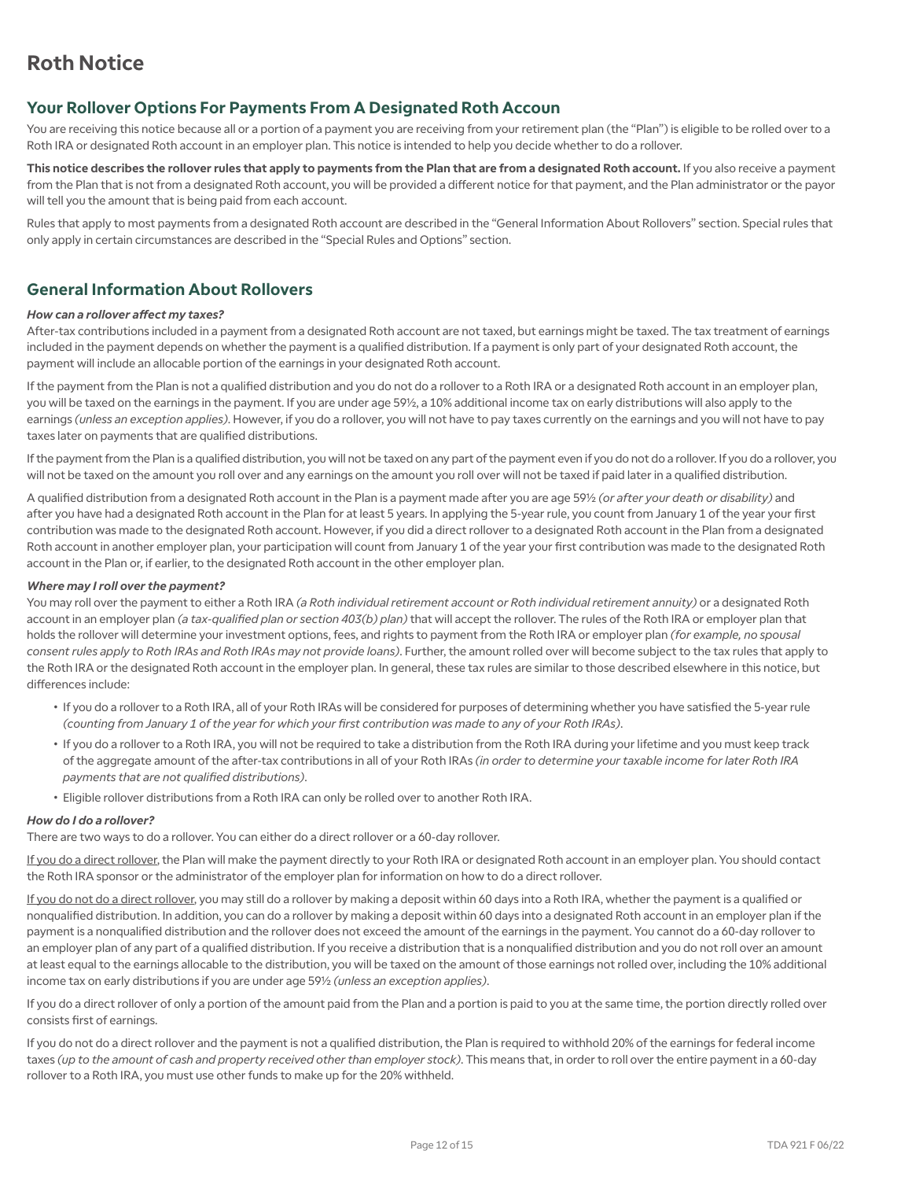# Roth Notice

## Your Rollover Options For Payments From A Designated Roth Accoun

You are receiving this notice because all or a portion of a payment you are receiving from your retirement plan (the "Plan") is eligible to be rolled over to a Roth IRA or designated Roth account in an employer plan. This notice is intended to help you decide whether to do a rollover.

**This notice describes the rollover rules that apply to payments from the Plan that are from a designated Roth account.** If you also receive a payment from the Plan that is not from a designated Roth account, you will be provided a different notice for that payment, and the Plan administrator or the payor will tell you the amount that is being paid from each account.

Rules that apply to most payments from a designated Roth account are described in the "General Information About Rollovers" section. Special rules that only apply in certain circumstances are described in the "Special Rules and Options" section.

## General Information About Rollovers

***How can a rollover affect my taxes?***

After-tax contributions included in a payment from a designated Roth account are not taxed, but earnings might be taxed. The tax treatment of earnings included in the payment depends on whether the payment is a qualified distribution. If a payment is only part of your designated Roth account, the payment will include an allocable portion of the earnings in your designated Roth account.

If the payment from the Plan is not a qualified distribution and you do not do a rollover to a Roth IRA or a designated Roth account in an employer plan, you will be taxed on the earnings in the payment. If you are under age 59½, a 10% additional income tax on early distributions will also apply to the earnings *(unless an exception applies)*. However, if you do a rollover, you will not have to pay taxes currently on the earnings and you will not have to pay taxes later on payments that are qualified distributions.

If the payment from the Plan is a qualified distribution, you will not be taxed on any part of the payment even if you do not do a rollover. If you do a rollover, you will not be taxed on the amount you roll over and any earnings on the amount you roll over will not be taxed if paid later in a qualified distribution.

A qualified distribution from a designated Roth account in the Plan is a payment made after you are age 59½ *(or after your death or disability)* and after you have had a designated Roth account in the Plan for at least 5 years. In applying the 5-year rule, you count from January 1 of the year your first contribution was made to the designated Roth account. However, if you did a direct rollover to a designated Roth account in the Plan from a designated Roth account in another employer plan, your participation will count from January 1 of the year your first contribution was made to the designated Roth account in the Plan or, if earlier, to the designated Roth account in the other employer plan.

***Where may I roll over the payment?***

You may roll over the payment to either a Roth IRA *(a Roth individual retirement account or Roth individual retirement annuity)* or a designated Roth account in an employer plan *(a tax-qualified plan or section 403(b) plan)* that will accept the rollover. The rules of the Roth IRA or employer plan that holds the rollover will determine your investment options, fees, and rights to payment from the Roth IRA or employer plan *(for example, no spousal consent rules apply to Roth IRAs and Roth IRAs may not provide loans)*. Further, the amount rolled over will become subject to the tax rules that apply to the Roth IRA or the designated Roth account in the employer plan. In general, these tax rules are similar to those described elsewhere in this notice, but differences include:

- If you do a rollover to a Roth IRA, all of your Roth IRAs will be considered for purposes of determining whether you have satisfied the 5-year rule *(counting from January 1 of the year for which your first contribution was made to any of your Roth IRAs)*.
- If you do a rollover to a Roth IRA, you will not be required to take a distribution from the Roth IRA during your lifetime and you must keep track of the aggregate amount of the after-tax contributions in all of your Roth IRAs *(in order to determine your taxable income for later Roth IRA payments that are not qualified distributions)*.
- Eligible rollover distributions from a Roth IRA can only be rolled over to another Roth IRA.

***How do I do a rollover?***

There are two ways to do a rollover. You can either do a direct rollover or a 60-day rollover.

<u>If you do a direct rollover</u>, the Plan will make the payment directly to your Roth IRA or designated Roth account in an employer plan. You should contact the Roth IRA sponsor or the administrator of the employer plan for information on how to do a direct rollover.

<u>If you do not do a direct rollover</u>, you may still do a rollover by making a deposit within 60 days into a Roth IRA, whether the payment is a qualified or nonqualified distribution. In addition, you can do a rollover by making a deposit within 60 days into a designated Roth account in an employer plan if the payment is a nonqualified distribution and the rollover does not exceed the amount of the earnings in the payment. You cannot do a 60-day rollover to an employer plan of any part of a qualified distribution. If you receive a distribution that is a nonqualified distribution and you do not roll over an amount at least equal to the earnings allocable to the distribution, you will be taxed on the amount of those earnings not rolled over, including the 10% additional income tax on early distributions if you are under age 59½ *(unless an exception applies)*.

If you do a direct rollover of only a portion of the amount paid from the Plan and a portion is paid to you at the same time, the portion directly rolled over consists first of earnings.

If you do not do a direct rollover and the payment is not a qualified distribution, the Plan is required to withhold 20% of the earnings for federal income taxes *(up to the amount of cash and property received other than employer stock)*. This means that, in order to roll over the entire payment in a 60-day rollover to a Roth IRA, you must use other funds to make up for the 20% withheld.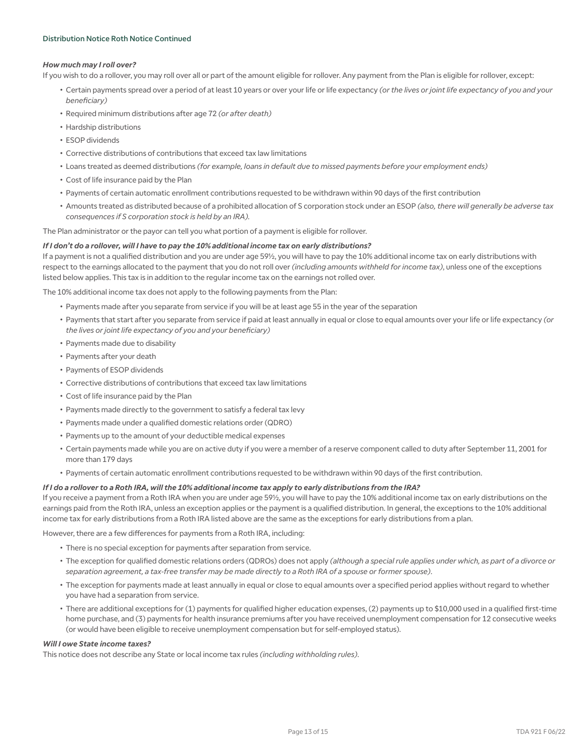Distribution Notice Roth Notice Continued

***How much may I roll over?***

If you wish to do a rollover, you may roll over all or part of the amount eligible for rollover. Any payment from the Plan is eligible for rollover, except:

- Certain payments spread over a period of at least 10 years or over your life or life expectancy *(or the lives or joint life expectancy of you and your beneficiary)*
- Required minimum distributions after age 72 *(or after death)*
- Hardship distributions
- ESOP dividends
- Corrective distributions of contributions that exceed tax law limitations
- Loans treated as deemed distributions *(for example, loans in default due to missed payments before your employment ends)*
- Cost of life insurance paid by the Plan
- Payments of certain automatic enrollment contributions requested to be withdrawn within 90 days of the first contribution
- Amounts treated as distributed because of a prohibited allocation of S corporation stock under an ESOP *(also, there will generally be adverse tax consequences if S corporation stock is held by an IRA).*

The Plan administrator or the payor can tell you what portion of a payment is eligible for rollover.

***If I don't do a rollover, will I have to pay the 10% additional income tax on early distributions?***

If a payment is not a qualified distribution and you are under age 59½, you will have to pay the 10% additional income tax on early distributions with respect to the earnings allocated to the payment that you do not roll over *(including amounts withheld for income tax)*, unless one of the exceptions listed below applies. This tax is in addition to the regular income tax on the earnings not rolled over.

The 10% additional income tax does not apply to the following payments from the Plan:

- Payments made after you separate from service if you will be at least age 55 in the year of the separation
- Payments that start after you separate from service if paid at least annually in equal or close to equal amounts over your life or life expectancy *(or the lives or joint life expectancy of you and your beneficiary)*
- Payments made due to disability
- Payments after your death
- Payments of ESOP dividends
- Corrective distributions of contributions that exceed tax law limitations
- Cost of life insurance paid by the Plan
- Payments made directly to the government to satisfy a federal tax levy
- Payments made under a qualified domestic relations order (QDRO)
- Payments up to the amount of your deductible medical expenses
- Certain payments made while you are on active duty if you were a member of a reserve component called to duty after September 11, 2001 for more than 179 days
- Payments of certain automatic enrollment contributions requested to be withdrawn within 90 days of the first contribution.

***If I do a rollover to a Roth IRA, will the 10% additional income tax apply to early distributions from the IRA?***

If you receive a payment from a Roth IRA when you are under age 59½, you will have to pay the 10% additional income tax on early distributions on the earnings paid from the Roth IRA, unless an exception applies or the payment is a qualified distribution. In general, the exceptions to the 10% additional income tax for early distributions from a Roth IRA listed above are the same as the exceptions for early distributions from a plan.

However, there are a few differences for payments from a Roth IRA, including:

- There is no special exception for payments after separation from service.
- The exception for qualified domestic relations orders (QDROs) does not apply *(although a special rule applies under which, as part of a divorce or separation agreement, a tax-free transfer may be made directly to a Roth IRA of a spouse or former spouse)*.
- The exception for payments made at least annually in equal or close to equal amounts over a specified period applies without regard to whether you have had a separation from service.
- There are additional exceptions for (1) payments for qualified higher education expenses, (2) payments up to $10,000 used in a qualified first-time home purchase, and (3) payments for health insurance premiums after you have received unemployment compensation for 12 consecutive weeks (or would have been eligible to receive unemployment compensation but for self-employed status).

***Will I owe State income taxes?***

This notice does not describe any State or local income tax rules *(including withholding rules)*.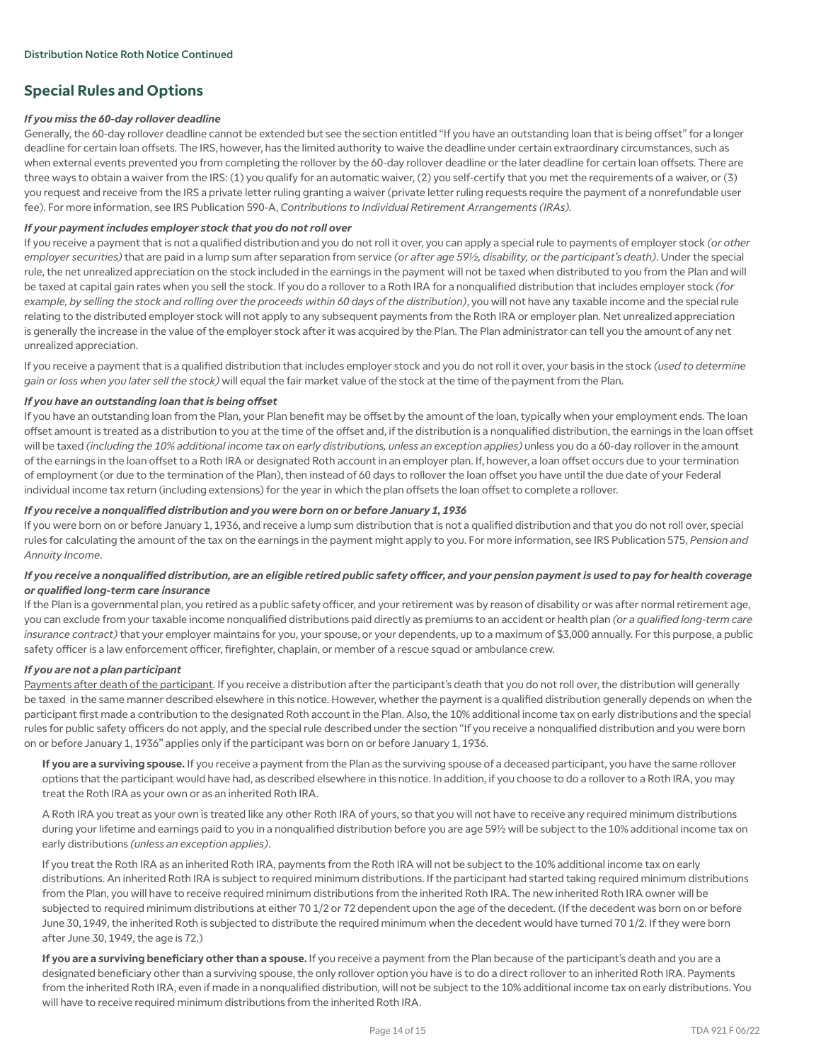## Special Rules and Options

***If you miss the 60-day rollover deadline***

Generally, the 60-day rollover deadline cannot be extended but see the section entitled "If you have an outstanding loan that is being offset" for a longer deadline for certain loan offsets. The IRS, however, has the limited authority to waive the deadline under certain extraordinary circumstances, such as when external events prevented you from completing the rollover by the 60-day rollover deadline or the later deadline for certain loan offsets. There are three ways to obtain a waiver from the IRS: (1) you qualify for an automatic waiver, (2) you self-certify that you met the requirements of a waiver, or (3) you request and receive from the IRS a private letter ruling granting a waiver (private letter ruling requests require the payment of a nonrefundable user fee). For more information, see IRS Publication 590-A, *Contributions to Individual Retirement Arrangements (IRAs)*.

***If your payment includes employer stock that you do not roll over***

If you receive a payment that is not a qualified distribution and you do not roll it over, you can apply a special rule to payments of employer stock *(or other employer securities)* that are paid in a lump sum after separation from service *(or after age 59½, disability, or the participant's death)*. Under the special rule, the net unrealized appreciation on the stock included in the earnings in the payment will not be taxed when distributed to you from the Plan and will be taxed at capital gain rates when you sell the stock. If you do a rollover to a Roth IRA for a nonqualified distribution that includes employer stock *(for example, by selling the stock and rolling over the proceeds within 60 days of the distribution)*, you will not have any taxable income and the special rule relating to the distributed employer stock will not apply to any subsequent payments from the Roth IRA or employer plan. Net unrealized appreciation is generally the increase in the value of the employer stock after it was acquired by the Plan. The Plan administrator can tell you the amount of any net unrealized appreciation.

If you receive a payment that is a qualified distribution that includes employer stock and you do not roll it over, your basis in the stock *(used to determine gain or loss when you later sell the stock)* will equal the fair market value of the stock at the time of the payment from the Plan.

***If you have an outstanding loan that is being offset***

If you have an outstanding loan from the Plan, your Plan benefit may be offset by the amount of the loan, typically when your employment ends. The loan offset amount is treated as a distribution to you at the time of the offset and, if the distribution is a nonqualified distribution, the earnings in the loan offset will be taxed *(including the 10% additional income tax on early distributions, unless an exception applies)* unless you do a 60-day rollover in the amount of the earnings in the loan offset to a Roth IRA or designated Roth account in an employer plan. If, however, a loan offset occurs due to your termination of employment (or due to the termination of the Plan), then instead of 60 days to rollover the loan offset you have until the due date of your Federal individual income tax return (including extensions) for the year in which the plan offsets the loan offset to complete a rollover.

***If you receive a nonqualified distribution and you were born on or before January 1, 1936***

If you were born on or before January 1, 1936, and receive a lump sum distribution that is not a qualified distribution and that you do not roll over, special rules for calculating the amount of the tax on the earnings in the payment might apply to you. For more information, see IRS Publication 575, *Pension and Annuity Income*.

***If you receive a nonqualified distribution, are an eligible retired public safety officer, and your pension payment is used to pay for health coverage or qualified long-term care insurance***

If the Plan is a governmental plan, you retired as a public safety officer, and your retirement was by reason of disability or was after normal retirement age, you can exclude from your taxable income nonqualified distributions paid directly as premiums to an accident or health plan *(or a qualified long-term care insurance contract)* that your employer maintains for you, your spouse, or your dependents, up to a maximum of $3,000 annually. For this purpose, a public safety officer is a law enforcement officer, firefighter, chaplain, or member of a rescue squad or ambulance crew.

***If you are not a plan participant***

Payments after death of the participant. If you receive a distribution after the participant's death that you do not roll over, the distribution will generally be taxed in the same manner described elsewhere in this notice. However, whether the payment is a qualified distribution generally depends on when the participant first made a contribution to the designated Roth account in the Plan. Also, the 10% additional income tax on early distributions and the special rules for public safety officers do not apply, and the special rule described under the section "If you receive a nonqualified distribution and you were born on or before January 1, 1936" applies only if the participant was born on or before January 1, 1936.

**If you are a surviving spouse.** If you receive a payment from the Plan as the surviving spouse of a deceased participant, you have the same rollover options that the participant would have had, as described elsewhere in this notice. In addition, if you choose to do a rollover to a Roth IRA, you may treat the Roth IRA as your own or as an inherited Roth IRA.

A Roth IRA you treat as your own is treated like any other Roth IRA of yours, so that you will not have to receive any required minimum distributions during your lifetime and earnings paid to you in a nonqualified distribution before you are age 59½ will be subject to the 10% additional income tax on early distributions *(unless an exception applies)*.

If you treat the Roth IRA as an inherited Roth IRA, payments from the Roth IRA will not be subject to the 10% additional income tax on early distributions. An inherited Roth IRA is subject to required minimum distributions. If the participant had started taking required minimum distributions from the Plan, you will have to receive required minimum distributions from the inherited Roth IRA. The new inherited Roth IRA owner will be subjected to required minimum distributions at either 70 1/2 or 72 dependent upon the age of the decedent. (If the decedent was born on or before June 30, 1949, the inherited Roth is subjected to distribute the required minimum when the decedent would have turned 70 1/2. If they were born after June 30, 1949, the age is 72.)

**If you are a surviving beneficiary other than a spouse.** If you receive a payment from the Plan because of the participant's death and you are a designated beneficiary other than a surviving spouse, the only rollover option you have is to do a direct rollover to an inherited Roth IRA. Payments from the inherited Roth IRA, even if made in a nonqualified distribution, will not be subject to the 10% additional income tax on early distributions. You will have to receive required minimum distributions from the inherited Roth IRA.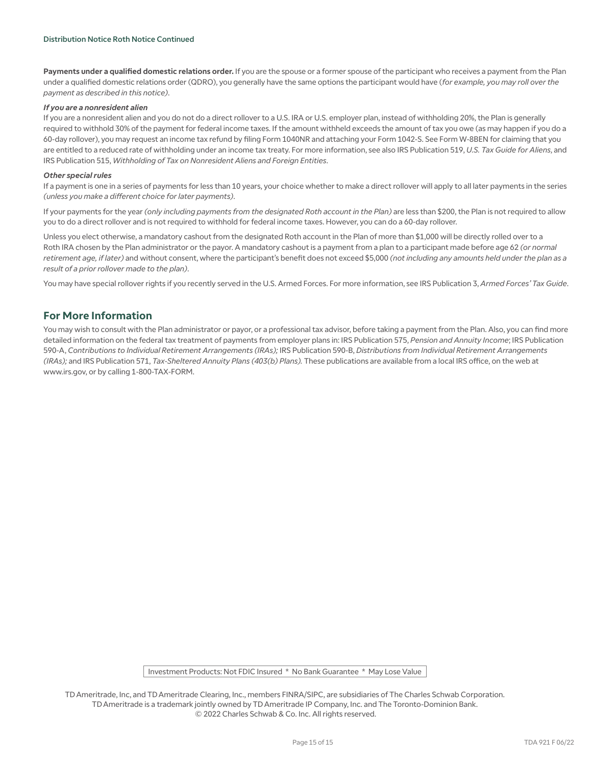**Payments under a qualified domestic relations order.** If you are the spouse or a former spouse of the participant who receives a payment from the Plan under a qualified domestic relations order (QDRO), you generally have the same options the participant would have (*for example, you may roll over the payment as described in this notice)*.

***If you are a nonresident alien***

If you are a nonresident alien and you do not do a direct rollover to a U.S. IRA or U.S. employer plan, instead of withholding 20%, the Plan is generally required to withhold 30% of the payment for federal income taxes. If the amount withheld exceeds the amount of tax you owe (as may happen if you do a 60-day rollover), you may request an income tax refund by filing Form 1040NR and attaching your Form 1042-S. See Form W-8BEN for claiming that you are entitled to a reduced rate of withholding under an income tax treaty. For more information, see also IRS Publication 519, *U.S. Tax Guide for Aliens*, and IRS Publication 515, *Withholding of Tax on Nonresident Aliens and Foreign Entities*.

***Other special rules***

If a payment is one in a series of payments for less than 10 years, your choice whether to make a direct rollover will apply to all later payments in the series *(unless you make a different choice for later payments)*.

If your payments for the year *(only including payments from the designated Roth account in the Plan)* are less than $200, the Plan is not required to allow you to do a direct rollover and is not required to withhold for federal income taxes. However, you can do a 60-day rollover.

Unless you elect otherwise, a mandatory cashout from the designated Roth account in the Plan of more than $1,000 will be directly rolled over to a Roth IRA chosen by the Plan administrator or the payor. A mandatory cashout is a payment from a plan to a participant made before age 62 *(or normal retirement age, if later)* and without consent, where the participant's benefit does not exceed $5,000 *(not including any amounts held under the plan as a result of a prior rollover made to the plan)*.

You may have special rollover rights if you recently served in the U.S. Armed Forces. For more information, see IRS Publication 3, *Armed Forces' Tax Guide*.

## For More Information

You may wish to consult with the Plan administrator or payor, or a professional tax advisor, before taking a payment from the Plan. Also, you can find more detailed information on the federal tax treatment of payments from employer plans in: IRS Publication 575, *Pension and Annuity Income*; IRS Publication 590-A, *Contributions to Individual Retirement Arrangements (IRAs);* IRS Publication 590-B, *Distributions from Individual Retirement Arrangements (IRAs);* and IRS Publication 571, *Tax-Sheltered Annuity Plans (403(b) Plans).* These publications are available from a local IRS office, on the web at www.irs.gov, or by calling 1-800-TAX-FORM.

Investment Products: Not FDIC Insured * No Bank Guarantee * May Lose Value

TD Ameritrade, Inc, and TD Ameritrade Clearing, Inc., members FINRA/SIPC, are subsidiaries of The Charles Schwab Corporation. TD Ameritrade is a trademark jointly owned by TD Ameritrade IP Company, Inc. and The Toronto-Dominion Bank. © 2022 Charles Schwab & Co. Inc. All rights reserved.

TDA 921 F 06/22